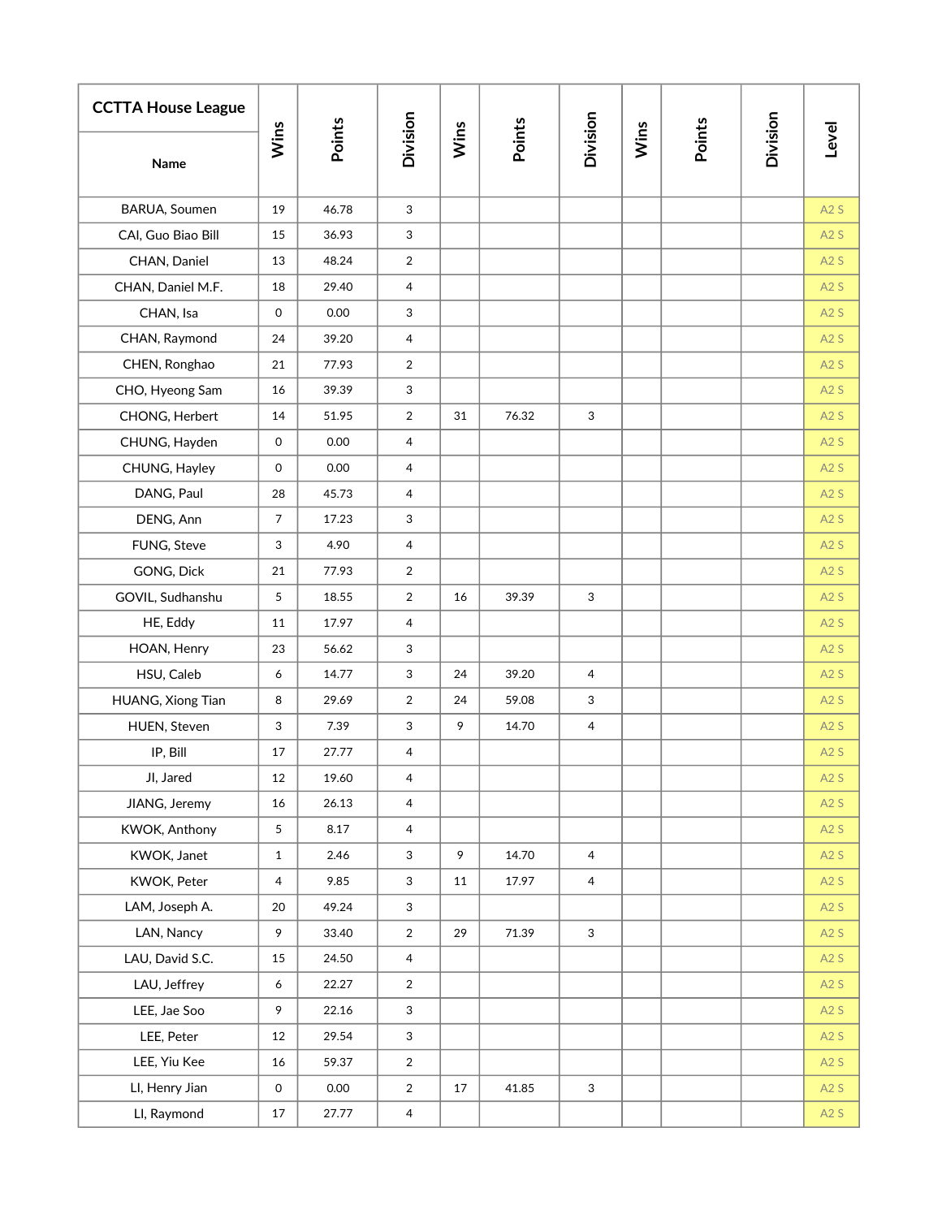| CCTTA House League | | | | | | | | | | |
|---|---|---|---|---|---|---|---|---|---|---|
| Name | Wins | Points | Division | Wins | Points | Division | Wins | Points | Division | Level |
| BARUA, Soumen | 19 | 46.78 | 3 | | | | | | | A2 S |
| CAI, Guo Biao Bill | 15 | 36.93 | 3 | | | | | | | A2 S |
| CHAN, Daniel | 13 | 48.24 | 2 | | | | | | | A2 S |
| CHAN, Daniel M.F. | 18 | 29.40 | 4 | | | | | | | A2 S |
| CHAN, Isa | 0 | 0.00 | 3 | | | | | | | A2 S |
| CHAN, Raymond | 24 | 39.20 | 4 | | | | | | | A2 S |
| CHEN, Ronghao | 21 | 77.93 | 2 | | | | | | | A2 S |
| CHO, Hyeong Sam | 16 | 39.39 | 3 | | | | | | | A2 S |
| CHONG, Herbert | 14 | 51.95 | 2 | 31 | 76.32 | 3 | | | | A2 S |
| CHUNG, Hayden | 0 | 0.00 | 4 | | | | | | | A2 S |
| CHUNG, Hayley | 0 | 0.00 | 4 | | | | | | | A2 S |
| DANG, Paul | 28 | 45.73 | 4 | | | | | | | A2 S |
| DENG, Ann | 7 | 17.23 | 3 | | | | | | | A2 S |
| FUNG, Steve | 3 | 4.90 | 4 | | | | | | | A2 S |
| GONG, Dick | 21 | 77.93 | 2 | | | | | | | A2 S |
| GOVIL, Sudhanshu | 5 | 18.55 | 2 | 16 | 39.39 | 3 | | | | A2 S |
| HE, Eddy | 11 | 17.97 | 4 | | | | | | | A2 S |
| HOAN, Henry | 23 | 56.62 | 3 | | | | | | | A2 S |
| HSU, Caleb | 6 | 14.77 | 3 | 24 | 39.20 | 4 | | | | A2 S |
| HUANG, Xiong Tian | 8 | 29.69 | 2 | 24 | 59.08 | 3 | | | | A2 S |
| HUEN, Steven | 3 | 7.39 | 3 | 9 | 14.70 | 4 | | | | A2 S |
| IP, Bill | 17 | 27.77 | 4 | | | | | | | A2 S |
| JI, Jared | 12 | 19.60 | 4 | | | | | | | A2 S |
| JIANG, Jeremy | 16 | 26.13 | 4 | | | | | | | A2 S |
| KWOK, Anthony | 5 | 8.17 | 4 | | | | | | | A2 S |
| KWOK, Janet | 1 | 2.46 | 3 | 9 | 14.70 | 4 | | | | A2 S |
| KWOK, Peter | 4 | 9.85 | 3 | 11 | 17.97 | 4 | | | | A2 S |
| LAM, Joseph A. | 20 | 49.24 | 3 | | | | | | | A2 S |
| LAN, Nancy | 9 | 33.40 | 2 | 29 | 71.39 | 3 | | | | A2 S |
| LAU, David S.C. | 15 | 24.50 | 4 | | | | | | | A2 S |
| LAU, Jeffrey | 6 | 22.27 | 2 | | | | | | | A2 S |
| LEE, Jae Soo | 9 | 22.16 | 3 | | | | | | | A2 S |
| LEE, Peter | 12 | 29.54 | 3 | | | | | | | A2 S |
| LEE, Yiu Kee | 16 | 59.37 | 2 | | | | | | | A2 S |
| LI, Henry Jian | 0 | 0.00 | 2 | 17 | 41.85 | 3 | | | | A2 S |
| LI, Raymond | 17 | 27.77 | 4 | | | | | | | A2 S |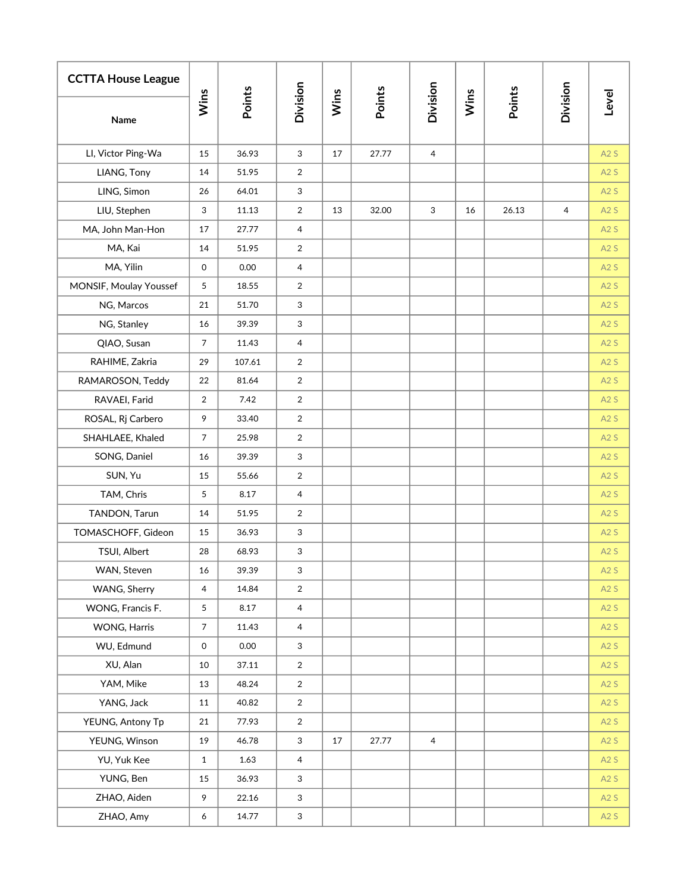| CCTTA House League<br>Name | Wins | Points | Division | Wins | Points | Division | Wins | Points | Division | Level |
|---|---|---|---|---|---|---|---|---|---|---|
| LI, Victor Ping-Wa | 15 | 36.93 | 3 | 17 | 27.77 | 4 | | | | A2 S |
| LIANG, Tony | 14 | 51.95 | 2 | | | | | | | A2 S |
| LING, Simon | 26 | 64.01 | 3 | | | | | | | A2 S |
| LIU, Stephen | 3 | 11.13 | 2 | 13 | 32.00 | 3 | 16 | 26.13 | 4 | A2 S |
| MA, John Man-Hon | 17 | 27.77 | 4 | | | | | | | A2 S |
| MA, Kai | 14 | 51.95 | 2 | | | | | | | A2 S |
| MA, Yilin | 0 | 0.00 | 4 | | | | | | | A2 S |
| MONSIF, Moulay Youssef | 5 | 18.55 | 2 | | | | | | | A2 S |
| NG, Marcos | 21 | 51.70 | 3 | | | | | | | A2 S |
| NG, Stanley | 16 | 39.39 | 3 | | | | | | | A2 S |
| QIAO, Susan | 7 | 11.43 | 4 | | | | | | | A2 S |
| RAHIME, Zakria | 29 | 107.61 | 2 | | | | | | | A2 S |
| RAMAROSON, Teddy | 22 | 81.64 | 2 | | | | | | | A2 S |
| RAVAEI, Farid | 2 | 7.42 | 2 | | | | | | | A2 S |
| ROSAL, Rj Carbero | 9 | 33.40 | 2 | | | | | | | A2 S |
| SHAHLAEE, Khaled | 7 | 25.98 | 2 | | | | | | | A2 S |
| SONG, Daniel | 16 | 39.39 | 3 | | | | | | | A2 S |
| SUN, Yu | 15 | 55.66 | 2 | | | | | | | A2 S |
| TAM, Chris | 5 | 8.17 | 4 | | | | | | | A2 S |
| TANDON, Tarun | 14 | 51.95 | 2 | | | | | | | A2 S |
| TOMASCHOFF, Gideon | 15 | 36.93 | 3 | | | | | | | A2 S |
| TSUI, Albert | 28 | 68.93 | 3 | | | | | | | A2 S |
| WAN, Steven | 16 | 39.39 | 3 | | | | | | | A2 S |
| WANG, Sherry | 4 | 14.84 | 2 | | | | | | | A2 S |
| WONG, Francis F. | 5 | 8.17 | 4 | | | | | | | A2 S |
| WONG, Harris | 7 | 11.43 | 4 | | | | | | | A2 S |
| WU, Edmund | 0 | 0.00 | 3 | | | | | | | A2 S |
| XU, Alan | 10 | 37.11 | 2 | | | | | | | A2 S |
| YAM, Mike | 13 | 48.24 | 2 | | | | | | | A2 S |
| YANG, Jack | 11 | 40.82 | 2 | | | | | | | A2 S |
| YEUNG, Antony Tp | 21 | 77.93 | 2 | | | | | | | A2 S |
| YEUNG, Winson | 19 | 46.78 | 3 | 17 | 27.77 | 4 | | | | A2 S |
| YU, Yuk Kee | 1 | 1.63 | 4 | | | | | | | A2 S |
| YUNG, Ben | 15 | 36.93 | 3 | | | | | | | A2 S |
| ZHAO, Aiden | 9 | 22.16 | 3 | | | | | | | A2 S |
| ZHAO, Amy | 6 | 14.77 | 3 | | | | | | | A2 S |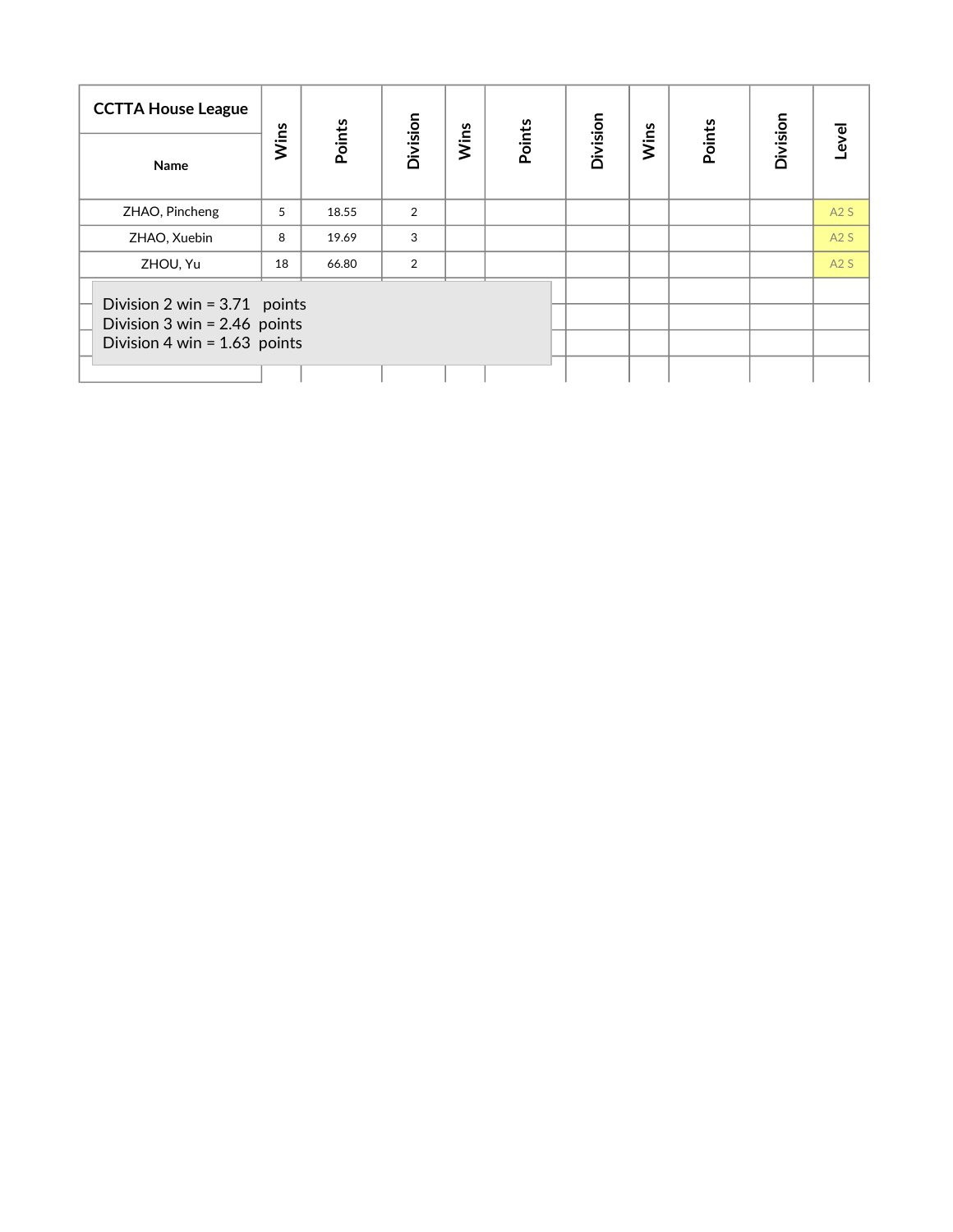| CCTTA House League Name | Wins | Points | Division | Wins | Points | Division | Wins | Points | Division | Level |
|---|---|---|---|---|---|---|---|---|---|---|
| ZHAO, Pincheng | 5 | 18.55 | 2 | | | | | | | A2 S |
| ZHAO, Xuebin | 8 | 19.69 | 3 | | | | | | | A2 S |
| ZHOU, Yu | 18 | 66.80 | 2 | | | | | | | A2 S |

Division 2 win = 3.71 points
Division 3 win = 2.46 points
Division 4 win = 1.63 points